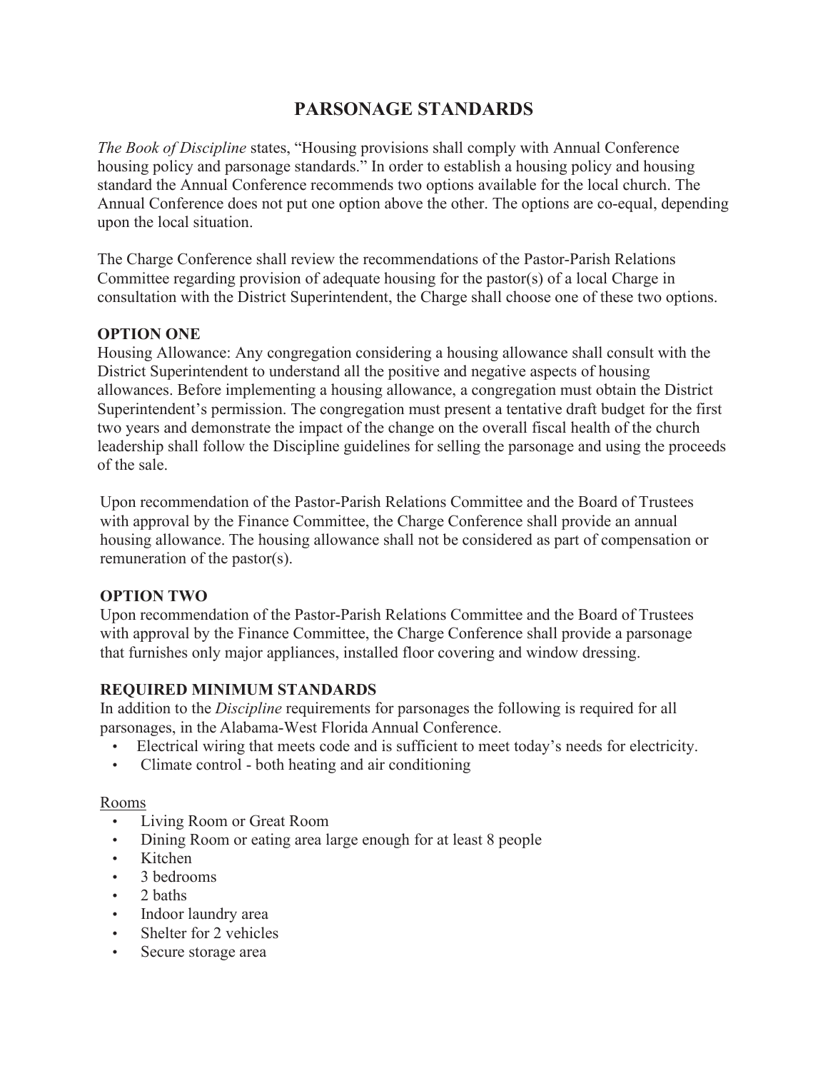# PARSONAGE STANDARDS

*The Book of Discipline* states, "Housing provisions shall comply with Annual Conference housing policy and parsonage standards." In order to establish a housing policy and housing standard the Annual Conference recommends two options available for the local church. The Annual Conference does not put one option above the other. The options are co-equal, depending upon the local situation.

The Charge Conference shall review the recommendations of the Pastor-Parish Relations Committee regarding provision of adequate housing for the pastor(s) of a local Charge in consultation with the District Superintendent, the Charge shall choose one of these two options.

**OPTION ONE**

Housing Allowance: Any congregation considering a housing allowance shall consult with the District Superintendent to understand all the positive and negative aspects of housing allowances. Before implementing a housing allowance, a congregation must obtain the District Superintendent's permission. The congregation must present a tentative draft budget for the first two years and demonstrate the impact of the change on the overall fiscal health of the church leadership shall follow the Discipline guidelines for selling the parsonage and using the proceeds of the sale.

Upon recommendation of the Pastor-Parish Relations Committee and the Board of Trustees with approval by the Finance Committee, the Charge Conference shall provide an annual housing allowance. The housing allowance shall not be considered as part of compensation or remuneration of the pastor(s).

**OPTION TWO**

Upon recommendation of the Pastor-Parish Relations Committee and the Board of Trustees with approval by the Finance Committee, the Charge Conference shall provide a parsonage that furnishes only major appliances, installed floor covering and window dressing.

**REQUIRED MINIMUM STANDARDS**

In addition to the *Discipline* requirements for parsonages the following is required for all parsonages, in the Alabama-West Florida Annual Conference.

- Electrical wiring that meets code and is sufficient to meet today's needs for electricity.
- Climate control - both heating and air conditioning

<u>Rooms</u>

- Living Room or Great Room
- Dining Room or eating area large enough for at least 8 people
- Kitchen
- 3 bedrooms
- 2 baths
- Indoor laundry area
- Shelter for 2 vehicles
- Secure storage area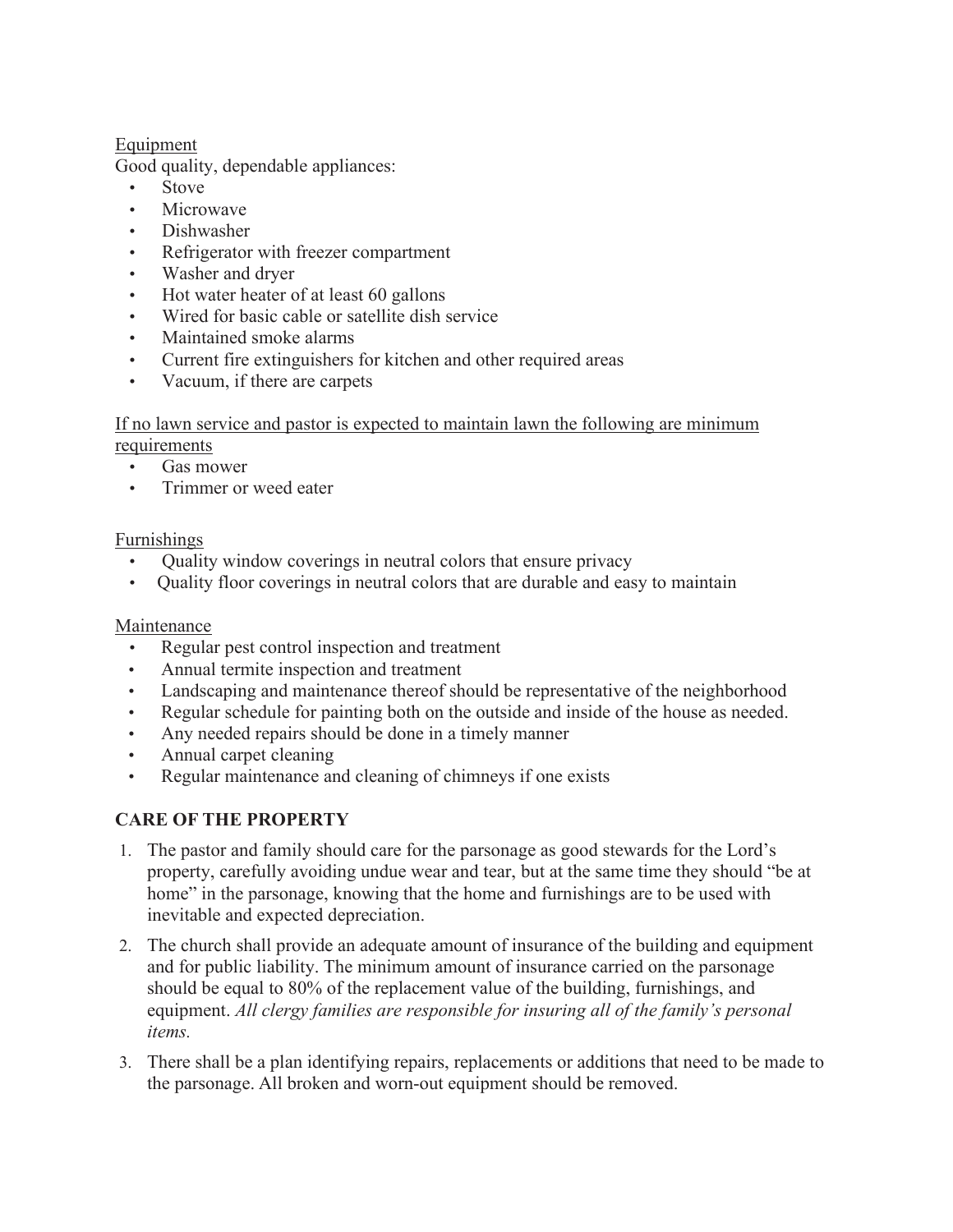Equipment

Good quality, dependable appliances:

- Stove
- Microwave
- Dishwasher
- Refrigerator with freezer compartment
- Washer and dryer
- Hot water heater of at least 60 gallons
- Wired for basic cable or satellite dish service
- Maintained smoke alarms
- Current fire extinguishers for kitchen and other required areas
- Vacuum, if there are carpets

If no lawn service and pastor is expected to maintain lawn the following are minimum requirements

- Gas mower
- Trimmer or weed eater

Furnishings

- Quality window coverings in neutral colors that ensure privacy
- Quality floor coverings in neutral colors that are durable and easy to maintain

Maintenance

- Regular pest control inspection and treatment
- Annual termite inspection and treatment
- Landscaping and maintenance thereof should be representative of the neighborhood
- Regular schedule for painting both on the outside and inside of the house as needed.
- Any needed repairs should be done in a timely manner
- Annual carpet cleaning
- Regular maintenance and cleaning of chimneys if one exists

## CARE OF THE PROPERTY

1. The pastor and family should care for the parsonage as good stewards for the Lord's property, carefully avoiding undue wear and tear, but at the same time they should "be at home" in the parsonage, knowing that the home and furnishings are to be used with inevitable and expected depreciation.
2. The church shall provide an adequate amount of insurance of the building and equipment and for public liability. The minimum amount of insurance carried on the parsonage should be equal to 80% of the replacement value of the building, furnishings, and equipment. *All clergy families are responsible for insuring all of the family's personal items.*
3. There shall be a plan identifying repairs, replacements or additions that need to be made to the parsonage. All broken and worn-out equipment should be removed.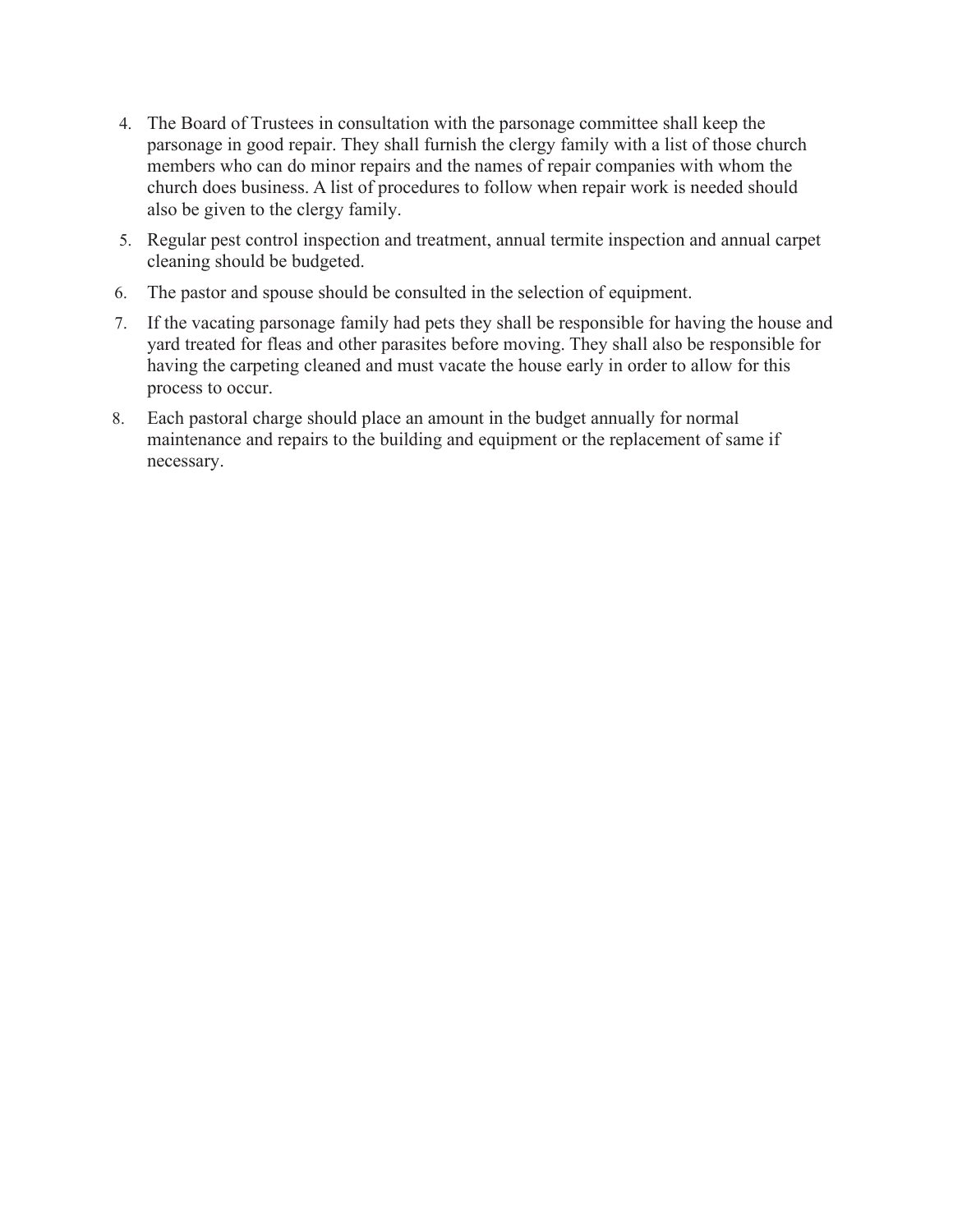4. The Board of Trustees in consultation with the parsonage committee shall keep the parsonage in good repair. They shall furnish the clergy family with a list of those church members who can do minor repairs and the names of repair companies with whom the church does business. A list of procedures to follow when repair work is needed should also be given to the clergy family.
5. Regular pest control inspection and treatment, annual termite inspection and annual carpet cleaning should be budgeted.
6. The pastor and spouse should be consulted in the selection of equipment.
7. If the vacating parsonage family had pets they shall be responsible for having the house and yard treated for fleas and other parasites before moving. They shall also be responsible for having the carpeting cleaned and must vacate the house early in order to allow for this process to occur.
8. Each pastoral charge should place an amount in the budget annually for normal maintenance and repairs to the building and equipment or the replacement of same if necessary.